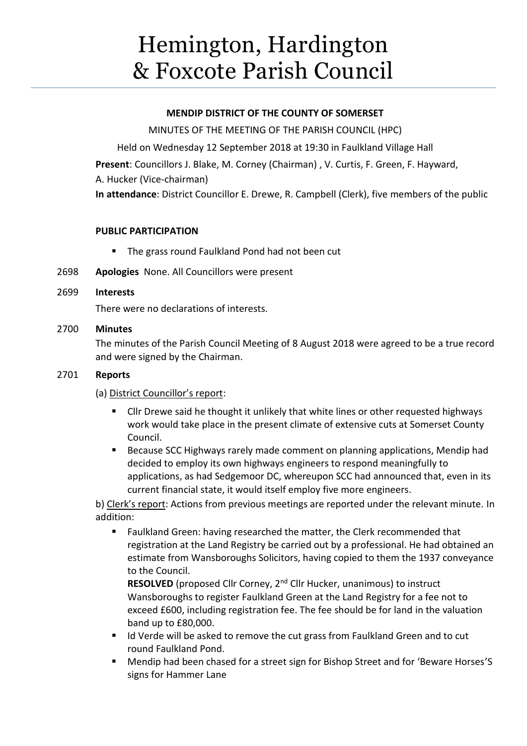# Hemington, Hardington & Foxcote Parish Council

**MENDIP DISTRICT OF THE COUNTY OF SOMERSET**

MINUTES OF THE MEETING OF THE PARISH COUNCIL (HPC)

Held on Wednesday 12 September 2018 at 19:30 in Faulkland Village Hall

**Present**: Councillors J. Blake, M. Corney (Chairman) , V. Curtis, F. Green, F. Hayward, A. Hucker (Vice-chairman)

**In attendance**: District Councillor E. Drewe, R. Campbell (Clerk), five members of the public

**PUBLIC PARTICIPATION**

- The grass round Faulkland Pond had not been cut

2698 **Apologies** None. All Councillors were present

2699 **Interests**

There were no declarations of interests.

2700 **Minutes**

The minutes of the Parish Council Meeting of 8 August 2018 were agreed to be a true record and were signed by the Chairman.

2701 **Reports**

(a) District Councillor's report:

- Cllr Drewe said he thought it unlikely that white lines or other requested highways work would take place in the present climate of extensive cuts at Somerset County Council.
- Because SCC Highways rarely made comment on planning applications, Mendip had decided to employ its own highways engineers to respond meaningfully to applications, as had Sedgemoor DC, whereupon SCC had announced that, even in its current financial state, it would itself employ five more engineers.

b) Clerk's report: Actions from previous meetings are reported under the relevant minute. In addition:

- Faulkland Green: having researched the matter, the Clerk recommended that registration at the Land Registry be carried out by a professional. He had obtained an estimate from Wansboroughs Solicitors, having copied to them the 1937 conveyance to the Council.

  **RESOLVED** (proposed Cllr Corney, 2nd Cllr Hucker, unanimous) to instruct Wansboroughs to register Faulkland Green at the Land Registry for a fee not to exceed £600, including registration fee. The fee should be for land in the valuation band up to £80,000.
- Id Verde will be asked to remove the cut grass from Faulkland Green and to cut round Faulkland Pond.
- Mendip had been chased for a street sign for Bishop Street and for 'Beware Horses'S signs for Hammer Lane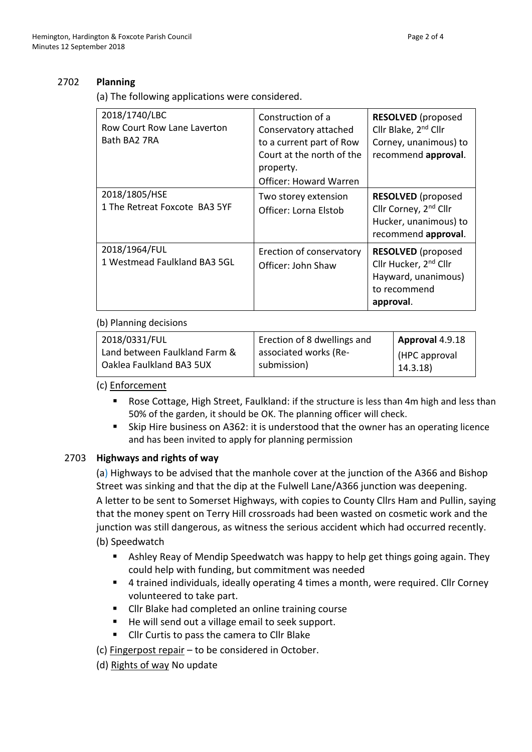## 2702 Planning

(a) The following applications were considered.

| | | |
|---|---|---|
| 2018/1740/LBC<br>Row Court Row Lane Laverton Bath BA2 7RA | Construction of a Conservatory attached to a current part of Row Court at the north of the property.<br>Officer: Howard Warren | **RESOLVED** (proposed Cllr Blake, 2nd Cllr Corney, unanimous) to recommend **approval**. |
| 2018/1805/HSE<br>1 The Retreat Foxcote BA3 5YF | Two storey extension<br>Officer: Lorna Elstob | **RESOLVED** (proposed Cllr Corney, 2nd Cllr Hucker, unanimous) to recommend **approval**. |
| 2018/1964/FUL<br>1 Westmead Faulkland BA3 5GL | Erection of conservatory<br>Officer: John Shaw | **RESOLVED** (proposed Cllr Hucker, 2nd Cllr Hayward, unanimous) to recommend **approval**. |

(b) Planning decisions

| | | |
|---|---|---|
| 2018/0331/FUL<br>Land between Faulkland Farm & Oaklea Faulkland BA3 5UX | Erection of 8 dwellings and associated works (Re-submission) | **Approval** 4.9.18<br>(HPC approval 14.3.18) |

(c) Enforcement

- Rose Cottage, High Street, Faulkland: if the structure is less than 4m high and less than 50% of the garden, it should be OK. The planning officer will check.
- Skip Hire business on A362: it is understood that the owner has an operating licence and has been invited to apply for planning permission

## 2703 Highways and rights of way

(a) Highways to be advised that the manhole cover at the junction of the A366 and Bishop Street was sinking and that the dip at the Fulwell Lane/A366 junction was deepening.

A letter to be sent to Somerset Highways, with copies to County Cllrs Ham and Pullin, saying that the money spent on Terry Hill crossroads had been wasted on cosmetic work and the junction was still dangerous, as witness the serious accident which had occurred recently.

(b) Speedwatch

- Ashley Reay of Mendip Speedwatch was happy to help get things going again. They could help with funding, but commitment was needed
- 4 trained individuals, ideally operating 4 times a month, were required. Cllr Corney volunteered to take part.
- Cllr Blake had completed an online training course
- He will send out a village email to seek support.
- Cllr Curtis to pass the camera to Cllr Blake

(c) Fingerpost repair – to be considered in October.

(d) Rights of way No update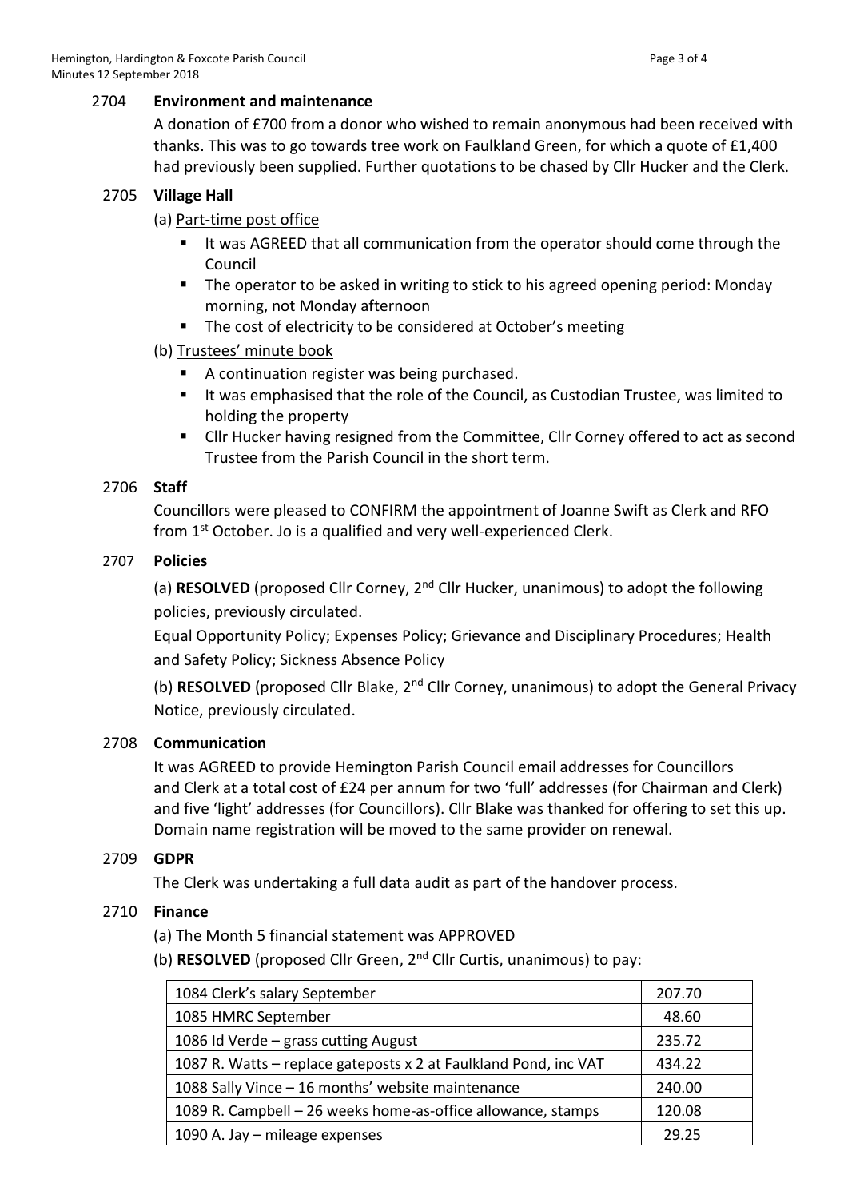## 2704 Environment and maintenance

A donation of £700 from a donor who wished to remain anonymous had been received with thanks. This was to go towards tree work on Faulkland Green, for which a quote of £1,400 had previously been supplied. Further quotations to be chased by Cllr Hucker and the Clerk.

## 2705 Village Hall

(a) Part-time post office

- It was AGREED that all communication from the operator should come through the Council
- The operator to be asked in writing to stick to his agreed opening period: Monday morning, not Monday afternoon
- The cost of electricity to be considered at October's meeting

(b) Trustees' minute book

- A continuation register was being purchased.
- It was emphasised that the role of the Council, as Custodian Trustee, was limited to holding the property
- Cllr Hucker having resigned from the Committee, Cllr Corney offered to act as second Trustee from the Parish Council in the short term.

## 2706 Staff

Councillors were pleased to CONFIRM the appointment of Joanne Swift as Clerk and RFO from 1st October. Jo is a qualified and very well-experienced Clerk.

## 2707 Policies

(a) **RESOLVED** (proposed Cllr Corney, 2nd Cllr Hucker, unanimous) to adopt the following policies, previously circulated.

Equal Opportunity Policy; Expenses Policy; Grievance and Disciplinary Procedures; Health and Safety Policy; Sickness Absence Policy

(b) **RESOLVED** (proposed Cllr Blake, 2nd Cllr Corney, unanimous) to adopt the General Privacy Notice, previously circulated.

## 2708 Communication

It was AGREED to provide Hemington Parish Council email addresses for Councillors and Clerk at a total cost of £24 per annum for two 'full' addresses (for Chairman and Clerk) and five 'light' addresses (for Councillors). Cllr Blake was thanked for offering to set this up. Domain name registration will be moved to the same provider on renewal.

## 2709 GDPR

The Clerk was undertaking a full data audit as part of the handover process.

## 2710 Finance

(a) The Month 5 financial statement was APPROVED

(b) **RESOLVED** (proposed Cllr Green, 2nd Cllr Curtis, unanimous) to pay:

| | |
|---|---|
| 1084 Clerk's salary September | 207.70 |
| 1085 HMRC September | 48.60 |
| 1086 Id Verde – grass cutting August | 235.72 |
| 1087 R. Watts – replace gateposts x 2 at Faulkland Pond, inc VAT | 434.22 |
| 1088 Sally Vince – 16 months' website maintenance | 240.00 |
| 1089 R. Campbell – 26 weeks home-as-office allowance, stamps | 120.08 |
| 1090 A. Jay – mileage expenses | 29.25 |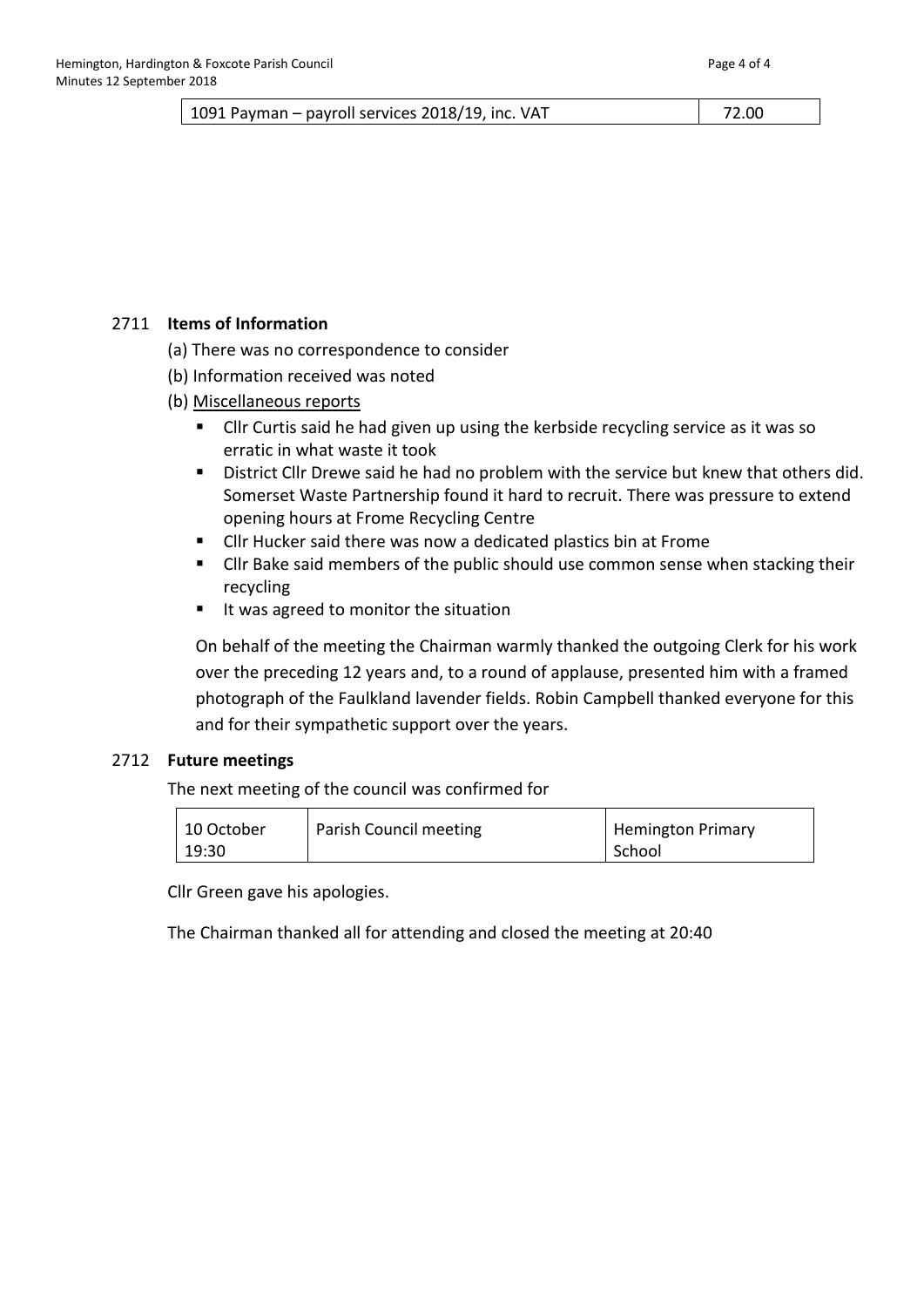| | |
|---|---|
| 1091 Payman – payroll services 2018/19, inc. VAT | 72.00 |

2711 **Items of Information**

(a) There was no correspondence to consider

(b) Information received was noted

(b) Miscellaneous reports

- Cllr Curtis said he had given up using the kerbside recycling service as it was so erratic in what waste it took
- District Cllr Drewe said he had no problem with the service but knew that others did. Somerset Waste Partnership found it hard to recruit. There was pressure to extend opening hours at Frome Recycling Centre
- Cllr Hucker said there was now a dedicated plastics bin at Frome
- Cllr Bake said members of the public should use common sense when stacking their recycling
- It was agreed to monitor the situation

On behalf of the meeting the Chairman warmly thanked the outgoing Clerk for his work over the preceding 12 years and, to a round of applause, presented him with a framed photograph of the Faulkland lavender fields. Robin Campbell thanked everyone for this and for their sympathetic support over the years.

2712 **Future meetings**

The next meeting of the council was confirmed for

| | | |
|---|---|---|
| 10 October 19:30 | Parish Council meeting | Hemington Primary School |

Cllr Green gave his apologies.

The Chairman thanked all for attending and closed the meeting at 20:40